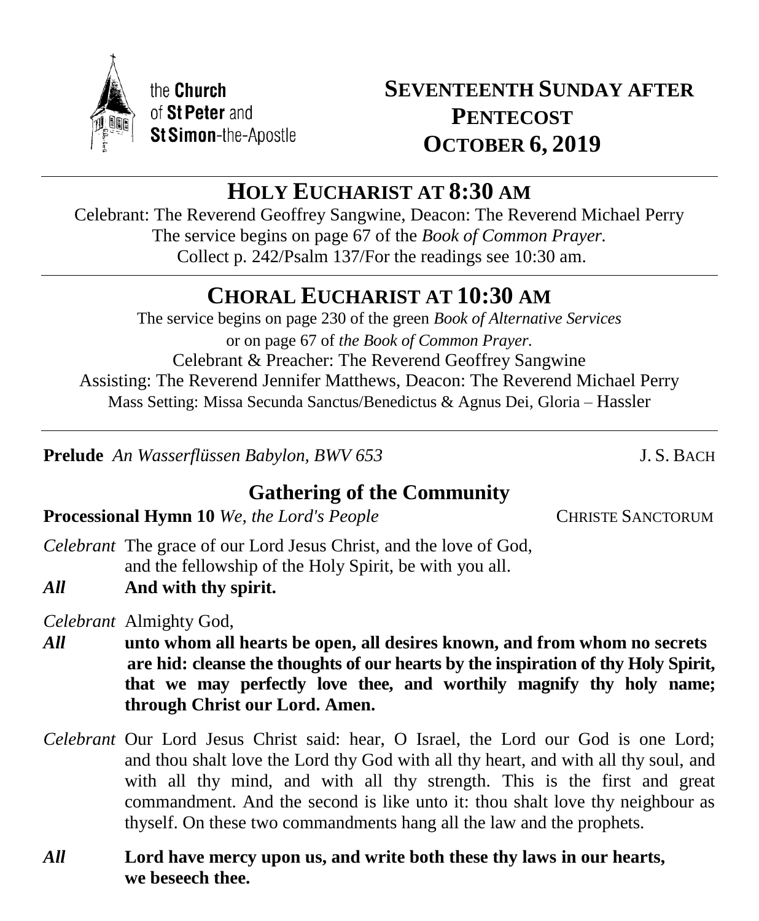the **Church** of **St Peter** and **St Simon**-the-Apostle

# SEVENTEENTH SUNDAY AFTER PENTECOST
# OCTOBER 6, 2019

## HOLY EUCHARIST AT 8:30 AM

Celebrant: The Reverend Geoffrey Sangwine, Deacon: The Reverend Michael Perry
The service begins on page 67 of the *Book of Common Prayer.*
Collect p. 242/Psalm 137/For the readings see 10:30 am.

## CHORAL EUCHARIST AT 10:30 AM

The service begins on page 230 of the green *Book of Alternative Services*
or on page 67 of *the Book of Common Prayer.*
Celebrant & Preacher: The Reverend Geoffrey Sangwine
Assisting: The Reverend Jennifer Matthews, Deacon: The Reverend Michael Perry
Mass Setting: Missa Secunda Sanctus/Benedictus & Agnus Dei, Gloria – Hassler

**Prelude** *An Wasserflüssen Babylon, BWV 653* J. S. BACH

### Gathering of the Community

**Processional Hymn 10** *We, the Lord's People* CHRISTE SANCTORUM

*Celebrant* The grace of our Lord Jesus Christ, and the love of God, and the fellowship of the Holy Spirit, be with you all.

***All*** **And with thy spirit.**

*Celebrant* Almighty God,

***All*** **unto whom all hearts be open, all desires known, and from whom no secrets are hid: cleanse the thoughts of our hearts by the inspiration of thy Holy Spirit, that we may perfectly love thee, and worthily magnify thy holy name; through Christ our Lord. Amen.**

*Celebrant* Our Lord Jesus Christ said: hear, O Israel, the Lord our God is one Lord; and thou shalt love the Lord thy God with all thy heart, and with all thy soul, and with all thy mind, and with all thy strength. This is the first and great commandment. And the second is like unto it: thou shalt love thy neighbour as thyself. On these two commandments hang all the law and the prophets.

***All*** **Lord have mercy upon us, and write both these thy laws in our hearts, we beseech thee.**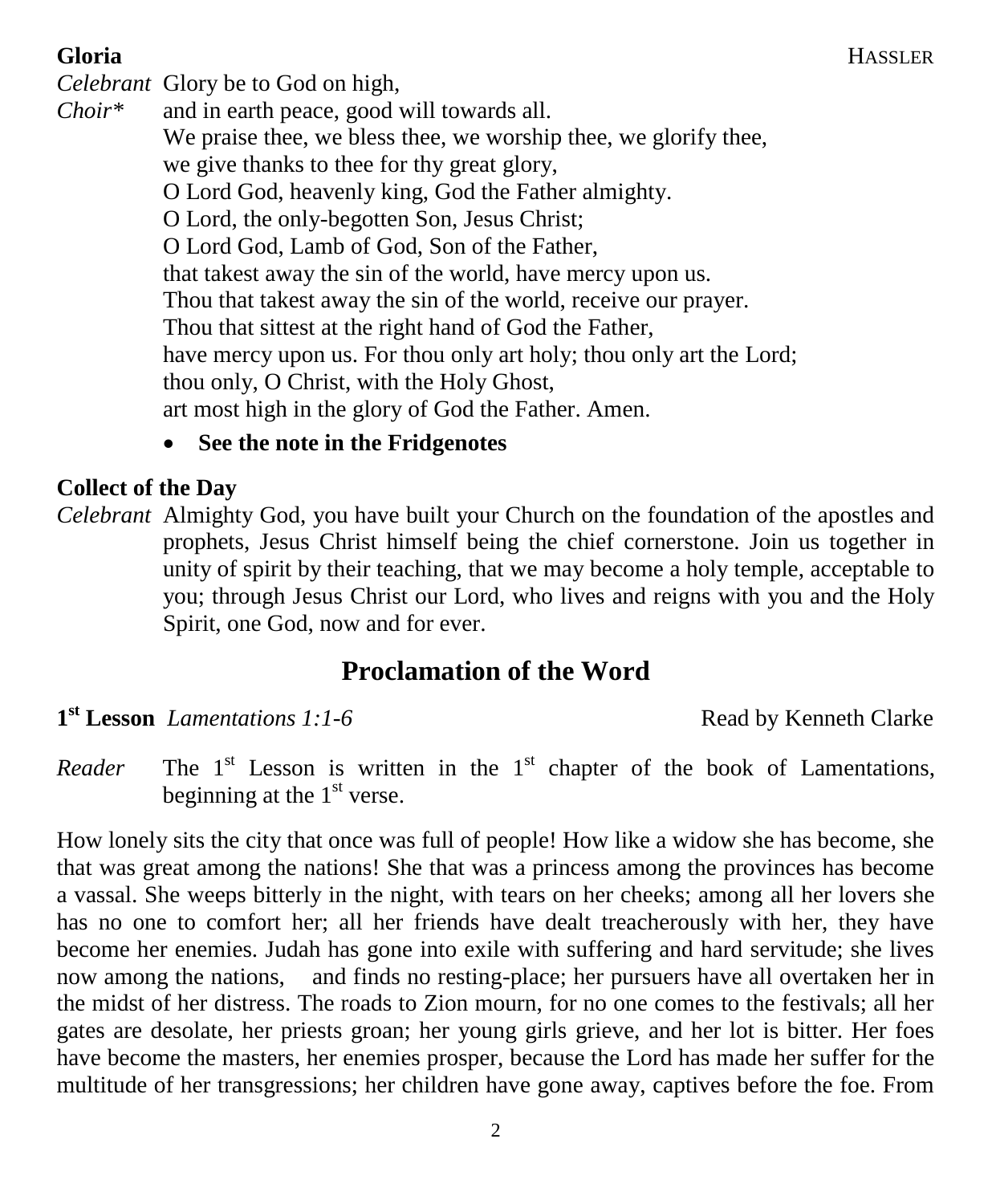**Gloria** HASSLER

*Celebrant* Glory be to God on high,

*Choir** and in earth peace, good will towards all.
We praise thee, we bless thee, we worship thee, we glorify thee,
we give thanks to thee for thy great glory,
O Lord God, heavenly king, God the Father almighty.
O Lord, the only-begotten Son, Jesus Christ;
O Lord God, Lamb of God, Son of the Father,
that takest away the sin of the world, have mercy upon us.
Thou that takest away the sin of the world, receive our prayer.
Thou that sittest at the right hand of God the Father,
have mercy upon us. For thou only art holy; thou only art the Lord;
thou only, O Christ, with the Holy Ghost,
art most high in the glory of God the Father. Amen.

- **See the note in the Fridgenotes**

**Collect of the Day**

*Celebrant* Almighty God, you have built your Church on the foundation of the apostles and prophets, Jesus Christ himself being the chief cornerstone. Join us together in unity of spirit by their teaching, that we may become a holy temple, acceptable to you; through Jesus Christ our Lord, who lives and reigns with you and the Holy Spirit, one God, now and for ever.

## Proclamation of the Word

**1st Lesson** *Lamentations 1:1-6* Read by Kenneth Clarke

*Reader* The 1st Lesson is written in the 1st chapter of the book of Lamentations, beginning at the 1st verse.

How lonely sits the city that once was full of people! How like a widow she has become, she that was great among the nations! She that was a princess among the provinces has become a vassal. She weeps bitterly in the night, with tears on her cheeks; among all her lovers she has no one to comfort her; all her friends have dealt treacherously with her, they have become her enemies. Judah has gone into exile with suffering and hard servitude; she lives now among the nations, and finds no resting-place; her pursuers have all overtaken her in the midst of her distress. The roads to Zion mourn, for no one comes to the festivals; all her gates are desolate, her priests groan; her young girls grieve, and her lot is bitter. Her foes have become the masters, her enemies prosper, because the Lord has made her suffer for the multitude of her transgressions; her children have gone away, captives before the foe. From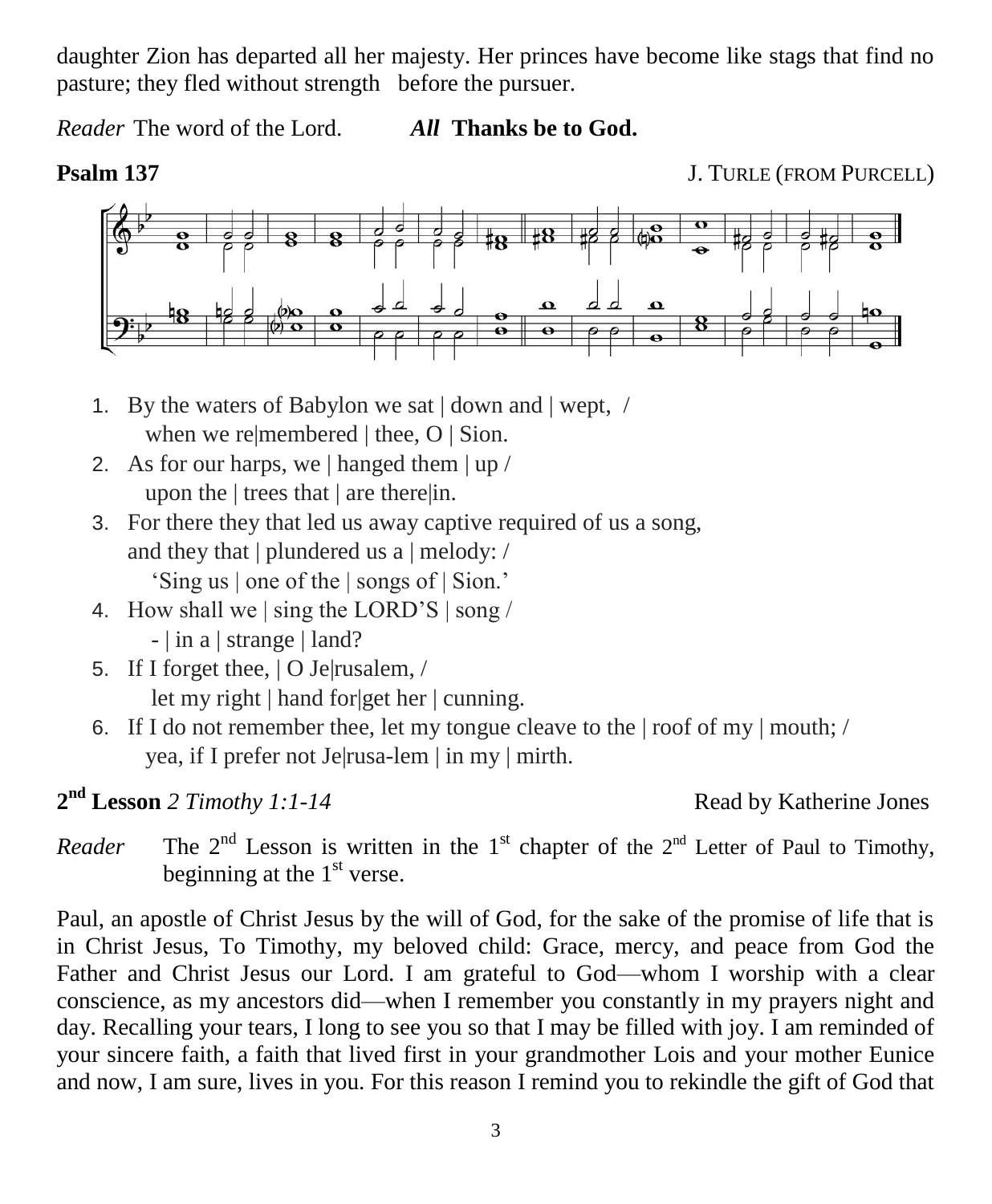daughter Zion has departed all her majesty. Her princes have become like stags that find no pasture; they fled without strength before the pursuer.

*Reader* The word of the Lord. ***All*** **Thanks be to God.**

**Psalm 137** J. TURLE (FROM PURCELL)

1. By the waters of Babylon we sat | down and | wept, /
   when we re|membered | thee, O | Sion.
2. As for our harps, we | hanged them | up /
   upon the | trees that | are there|in.
3. For there they that led us away captive required of us a song,
   and they that | plundered us a | melody: /
   'Sing us | one of the | songs of | Sion.'
4. How shall we | sing the LORD'S | song /
   - | in a | strange | land?
5. If I forget thee, | O Je|rusalem, /
   let my right | hand for|get her | cunning.
6. If I do not remember thee, let my tongue cleave to the | roof of my | mouth; /
   yea, if I prefer not Je|rusa-lem | in my | mirth.

**2nd Lesson** *2 Timothy 1:1-14* Read by Katherine Jones

*Reader* The 2nd Lesson is written in the 1st chapter of the 2nd Letter of Paul to Timothy, beginning at the 1st verse.

Paul, an apostle of Christ Jesus by the will of God, for the sake of the promise of life that is in Christ Jesus, To Timothy, my beloved child: Grace, mercy, and peace from God the Father and Christ Jesus our Lord. I am grateful to God—whom I worship with a clear conscience, as my ancestors did—when I remember you constantly in my prayers night and day. Recalling your tears, I long to see you so that I may be filled with joy. I am reminded of your sincere faith, a faith that lived first in your grandmother Lois and your mother Eunice and now, I am sure, lives in you. For this reason I remind you to rekindle the gift of God that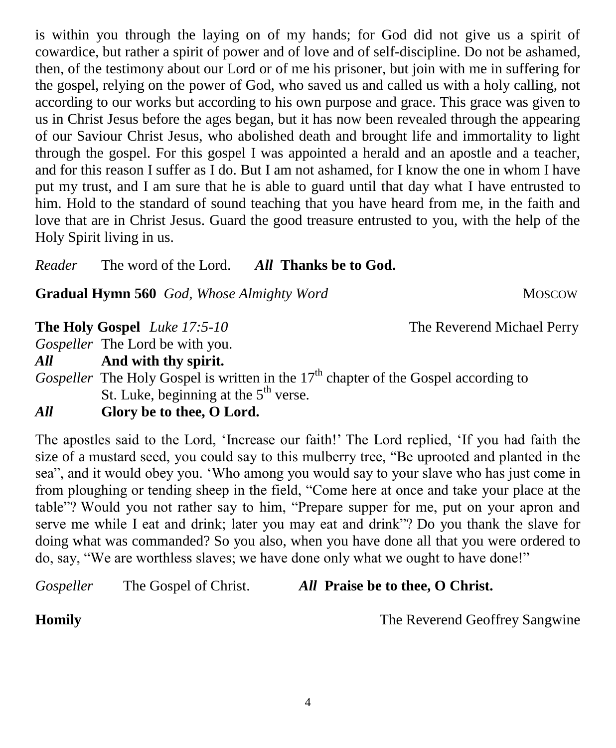is within you through the laying on of my hands; for God did not give us a spirit of cowardice, but rather a spirit of power and of love and of self-discipline. Do not be ashamed, then, of the testimony about our Lord or of me his prisoner, but join with me in suffering for the gospel, relying on the power of God, who saved us and called us with a holy calling, not according to our works but according to his own purpose and grace. This grace was given to us in Christ Jesus before the ages began, but it has now been revealed through the appearing of our Saviour Christ Jesus, who abolished death and brought life and immortality to light through the gospel. For this gospel I was appointed a herald and an apostle and a teacher, and for this reason I suffer as I do. But I am not ashamed, for I know the one in whom I have put my trust, and I am sure that he is able to guard until that day what I have entrusted to him. Hold to the standard of sound teaching that you have heard from me, in the faith and love that are in Christ Jesus. Guard the good treasure entrusted to you, with the help of the Holy Spirit living in us.

*Reader* The word of the Lord. ***All*** **Thanks be to God.**

**Gradual Hymn 560** *God, Whose Almighty Word* MOSCOW

**The Holy Gospel** *Luke 17:5-10* The Reverend Michael Perry

*Gospeller* The Lord be with you.

***All*** **And with thy spirit.**

*Gospeller* The Holy Gospel is written in the 17th chapter of the Gospel according to St. Luke, beginning at the 5th verse.

***All*** **Glory be to thee, O Lord.**

The apostles said to the Lord, 'Increase our faith!' The Lord replied, 'If you had faith the size of a mustard seed, you could say to this mulberry tree, "Be uprooted and planted in the sea", and it would obey you. 'Who among you would say to your slave who has just come in from ploughing or tending sheep in the field, "Come here at once and take your place at the table"? Would you not rather say to him, "Prepare supper for me, put on your apron and serve me while I eat and drink; later you may eat and drink"? Do you thank the slave for doing what was commanded? So you also, when you have done all that you were ordered to do, say, "We are worthless slaves; we have done only what we ought to have done!"

*Gospeller* The Gospel of Christ. ***All*** **Praise be to thee, O Christ.**

**Homily** The Reverend Geoffrey Sangwine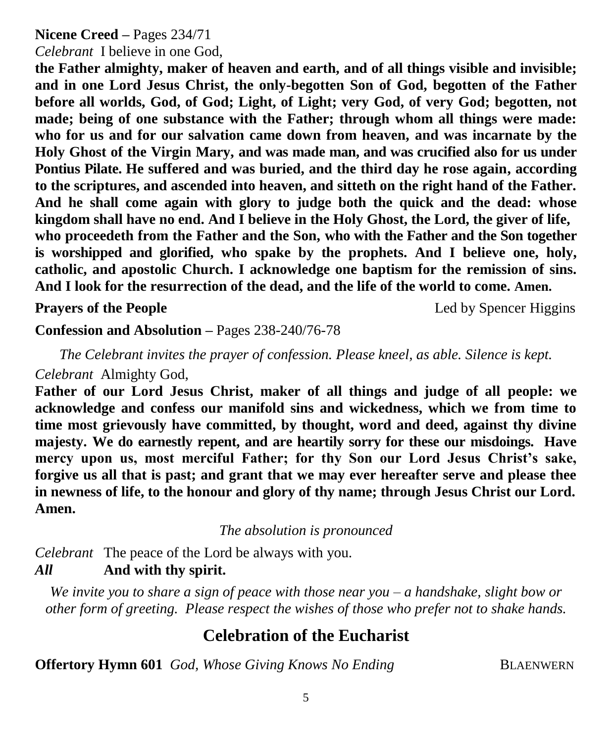**Nicene Creed –** Pages 234/71

*Celebrant* I believe in one God,

**the Father almighty, maker of heaven and earth, and of all things visible and invisible; and in one Lord Jesus Christ, the only-begotten Son of God, begotten of the Father before all worlds, God, of God; Light, of Light; very God, of very God; begotten, not made; being of one substance with the Father; through whom all things were made: who for us and for our salvation came down from heaven, and was incarnate by the Holy Ghost of the Virgin Mary, and was made man, and was crucified also for us under Pontius Pilate. He suffered and was buried, and the third day he rose again, according to the scriptures, and ascended into heaven, and sitteth on the right hand of the Father. And he shall come again with glory to judge both the quick and the dead: whose kingdom shall have no end. And I believe in the Holy Ghost, the Lord, the giver of life, who proceedeth from the Father and the Son, who with the Father and the Son together is worshipped and glorified, who spake by the prophets. And I believe one, holy, catholic, and apostolic Church. I acknowledge one baptism for the remission of sins. And I look for the resurrection of the dead, and the life of the world to come. Amen.**

**Prayers of the People** Led by Spencer Higgins

**Confession and Absolution –** Pages 238-240/76-78

*The Celebrant invites the prayer of confession. Please kneel, as able. Silence is kept.*

*Celebrant* Almighty God,

**Father of our Lord Jesus Christ, maker of all things and judge of all people: we acknowledge and confess our manifold sins and wickedness, which we from time to time most grievously have committed, by thought, word and deed, against thy divine majesty. We do earnestly repent, and are heartily sorry for these our misdoings. Have mercy upon us, most merciful Father; for thy Son our Lord Jesus Christ's sake, forgive us all that is past; and grant that we may ever hereafter serve and please thee in newness of life, to the honour and glory of thy name; through Jesus Christ our Lord. Amen.**

*The absolution is pronounced*

*Celebrant* The peace of the Lord be always with you.

***All*** **And with thy spirit.**

*We invite you to share a sign of peace with those near you – a handshake, slight bow or other form of greeting. Please respect the wishes of those who prefer not to shake hands.*

## Celebration of the Eucharist

**Offertory Hymn 601** *God, Whose Giving Knows No Ending* BLAENWERN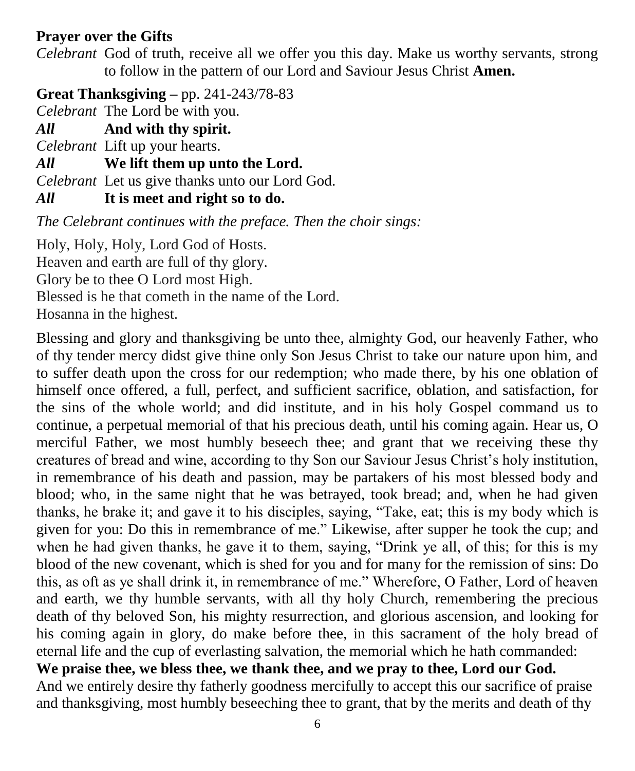**Prayer over the Gifts**

*Celebrant* God of truth, receive all we offer you this day. Make us worthy servants, strong to follow in the pattern of our Lord and Saviour Jesus Christ **Amen.**

**Great Thanksgiving –** pp. 241-243/78-83

*Celebrant* The Lord be with you.

***All*** **And with thy spirit.**

*Celebrant* Lift up your hearts.

***All*** **We lift them up unto the Lord.**

*Celebrant* Let us give thanks unto our Lord God.

***All*** **It is meet and right so to do.**

*The Celebrant continues with the preface. Then the choir sings:*

Holy, Holy, Holy, Lord God of Hosts.
Heaven and earth are full of thy glory.
Glory be to thee O Lord most High.
Blessed is he that cometh in the name of the Lord.
Hosanna in the highest.

Blessing and glory and thanksgiving be unto thee, almighty God, our heavenly Father, who of thy tender mercy didst give thine only Son Jesus Christ to take our nature upon him, and to suffer death upon the cross for our redemption; who made there, by his one oblation of himself once offered, a full, perfect, and sufficient sacrifice, oblation, and satisfaction, for the sins of the whole world; and did institute, and in his holy Gospel command us to continue, a perpetual memorial of that his precious death, until his coming again. Hear us, O merciful Father, we most humbly beseech thee; and grant that we receiving these thy creatures of bread and wine, according to thy Son our Saviour Jesus Christ's holy institution, in remembrance of his death and passion, may be partakers of his most blessed body and blood; who, in the same night that he was betrayed, took bread; and, when he had given thanks, he brake it; and gave it to his disciples, saying, "Take, eat; this is my body which is given for you: Do this in remembrance of me." Likewise, after supper he took the cup; and when he had given thanks, he gave it to them, saying, "Drink ye all, of this; for this is my blood of the new covenant, which is shed for you and for many for the remission of sins: Do this, as oft as ye shall drink it, in remembrance of me." Wherefore, O Father, Lord of heaven and earth, we thy humble servants, with all thy holy Church, remembering the precious death of thy beloved Son, his mighty resurrection, and glorious ascension, and looking for his coming again in glory, do make before thee, in this sacrament of the holy bread of eternal life and the cup of everlasting salvation, the memorial which he hath commanded:

**We praise thee, we bless thee, we thank thee, and we pray to thee, Lord our God.**

And we entirely desire thy fatherly goodness mercifully to accept this our sacrifice of praise and thanksgiving, most humbly beseeching thee to grant, that by the merits and death of thy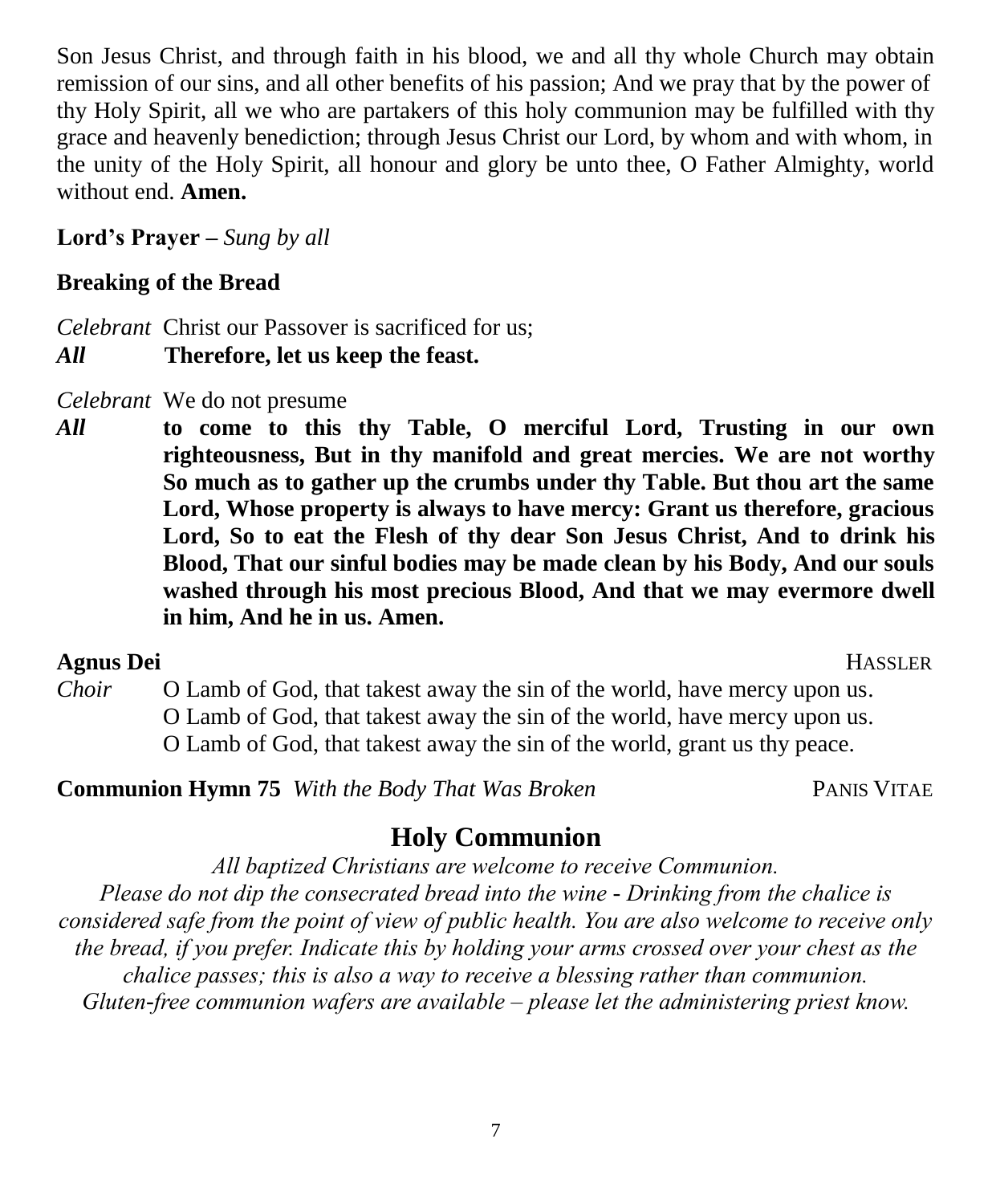Son Jesus Christ, and through faith in his blood, we and all thy whole Church may obtain remission of our sins, and all other benefits of his passion; And we pray that by the power of thy Holy Spirit, all we who are partakers of this holy communion may be fulfilled with thy grace and heavenly benediction; through Jesus Christ our Lord, by whom and with whom, in the unity of the Holy Spirit, all honour and glory be unto thee, O Father Almighty, world without end. **Amen.**

**Lord's Prayer –** *Sung by all*

**Breaking of the Bread**

*Celebrant* Christ our Passover is sacrificed for us;
***All*** **Therefore, let us keep the feast.**

*Celebrant* We do not presume
***All*** **to come to this thy Table, O merciful Lord, Trusting in our own righteousness, But in thy manifold and great mercies. We are not worthy So much as to gather up the crumbs under thy Table. But thou art the same Lord, Whose property is always to have mercy: Grant us therefore, gracious Lord, So to eat the Flesh of thy dear Son Jesus Christ, And to drink his Blood, That our sinful bodies may be made clean by his Body, And our souls washed through his most precious Blood, And that we may evermore dwell in him, And he in us. Amen.**

**Agnus Dei** HASSLER

*Choir* O Lamb of God, that takest away the sin of the world, have mercy upon us.
O Lamb of God, that takest away the sin of the world, have mercy upon us.
O Lamb of God, that takest away the sin of the world, grant us thy peace.

**Communion Hymn 75** *With the Body That Was Broken* PANIS VITAE

## Holy Communion

*All baptized Christians are welcome to receive Communion.*
*Please do not dip the consecrated bread into the wine - Drinking from the chalice is considered safe from the point of view of public health. You are also welcome to receive only the bread, if you prefer. Indicate this by holding your arms crossed over your chest as the chalice passes; this is also a way to receive a blessing rather than communion.*
*Gluten-free communion wafers are available – please let the administering priest know.*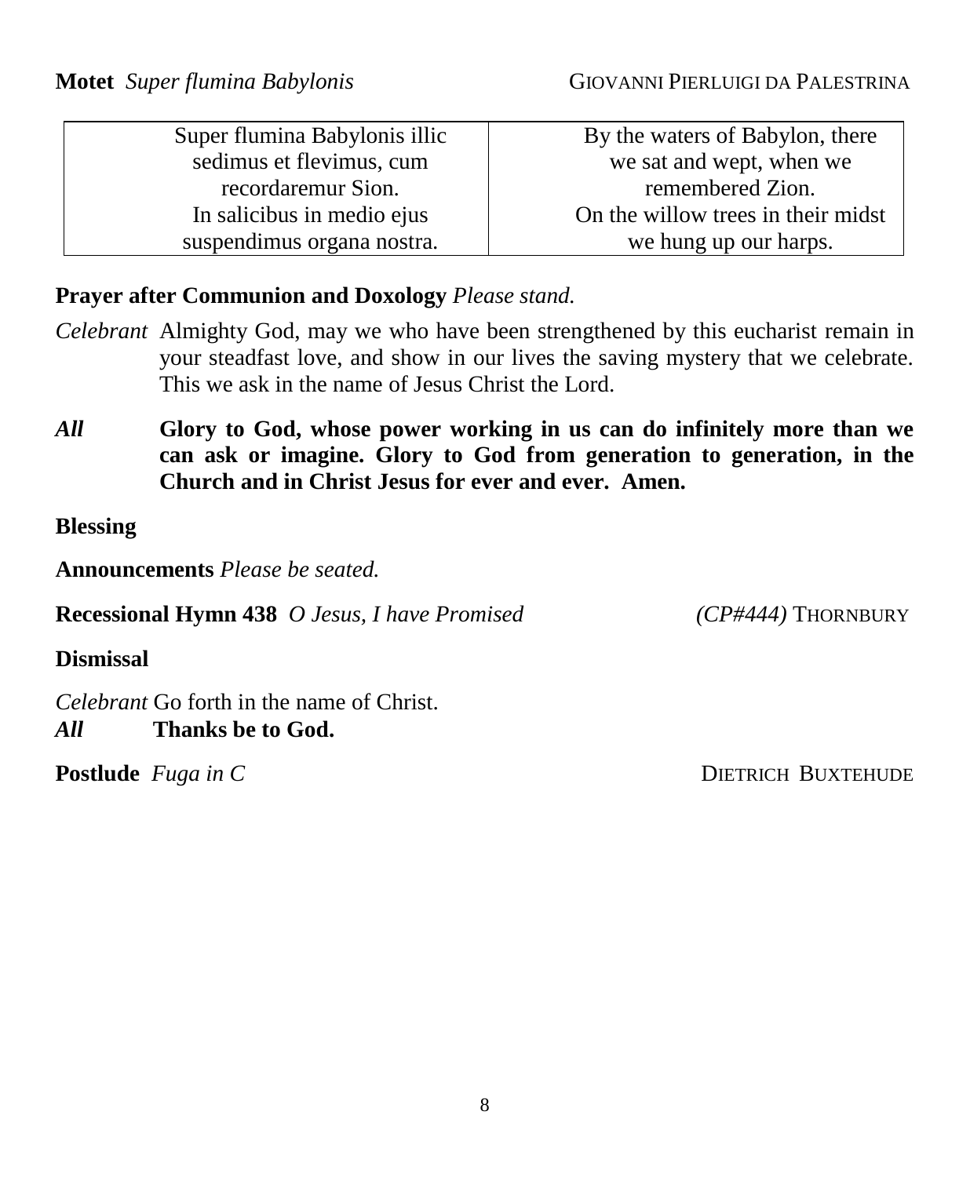**Motet** *Super flumina Babylonis* GIOVANNI PIERLUIGI DA PALESTRINA

| | |
|---|---|
| Super flumina Babylonis illic sedimus et flevimus, cum recordaremur Sion. In salicibus in medio ejus suspendimus organa nostra. | By the waters of Babylon, there we sat and wept, when we remembered Zion. On the willow trees in their midst we hung up our harps. |

**Prayer after Communion and Doxology** *Please stand.*

*Celebrant* Almighty God, may we who have been strengthened by this eucharist remain in your steadfast love, and show in our lives the saving mystery that we celebrate. This we ask in the name of Jesus Christ the Lord.

***All*** **Glory to God, whose power working in us can do infinitely more than we can ask or imagine. Glory to God from generation to generation, in the Church and in Christ Jesus for ever and ever. Amen.**

**Blessing**

**Announcements** *Please be seated.*

**Recessional Hymn 438** *O Jesus, I have Promised* *(CP#444)* THORNBURY

**Dismissal**

*Celebrant* Go forth in the name of Christ.
***All*** **Thanks be to God.**

**Postlude** *Fuga in C* DIETRICH BUXTEHUDE